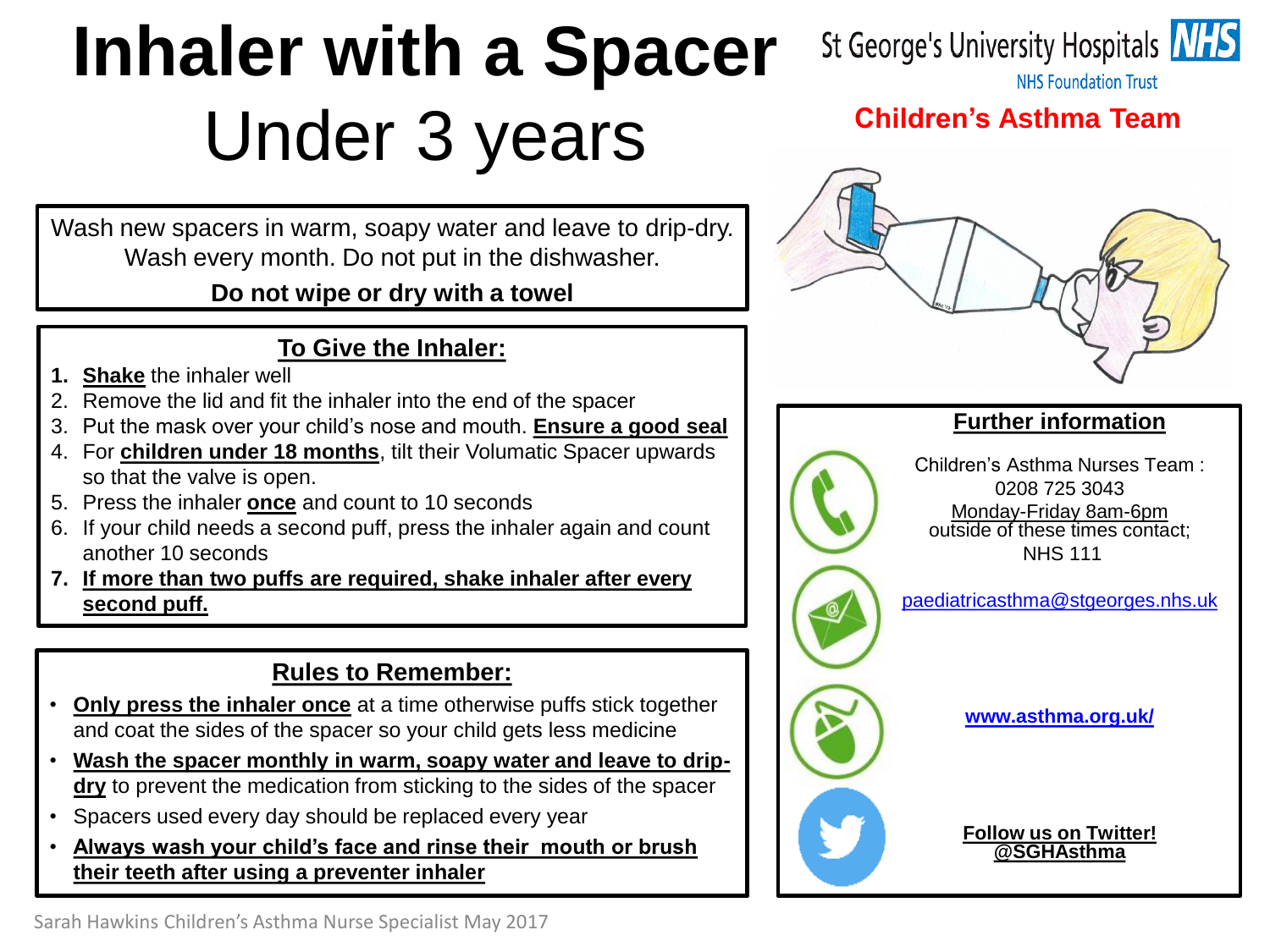# Inhaler with a Spacer

## Under 3 years

St George's University Hospitals NHS Foundation Trust

**Children's Asthma Team**

Wash new spacers in warm, soapy water and leave to drip-dry. Wash every month. Do not put in the dishwasher.

**Do not wipe or dry with a towel**

## To Give the Inhaler:

1. **Shake** the inhaler well
2. Remove the lid and fit the inhaler into the end of the spacer
3. Put the mask over your child's nose and mouth. **Ensure a good seal**
4. For **children under 18 months**, tilt their Volumatic Spacer upwards so that the valve is open.
5. Press the inhaler **once** and count to 10 seconds
6. If your child needs a second puff, press the inhaler again and count another 10 seconds
7. **If more than two puffs are required, shake inhaler after every second puff.**

## Rules to Remember:

- **Only press the inhaler once** at a time otherwise puffs stick together and coat the sides of the spacer so your child gets less medicine
- **Wash the spacer monthly in warm, soapy water and leave to drip-dry** to prevent the medication from sticking to the sides of the spacer
- Spacers used every day should be replaced every year
- **Always wash your child's face and rinse their mouth or brush their teeth after using a preventer inhaler**

## Further information

Children's Asthma Nurses Team : 0208 725 3043
Monday-Friday 8am-6pm
outside of these times contact;
NHS 111

paediatricasthma@stgeorges.nhs.uk

**www.asthma.org.uk/**

**Follow us on Twitter! @SGHAsthma**

Sarah Hawkins Children's Asthma Nurse Specialist May 2017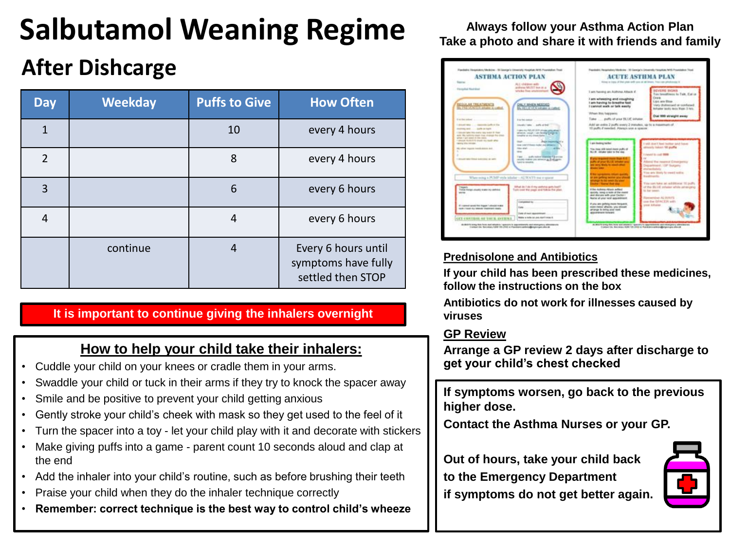# Salbutamol Weaning Regime

## After Dishcarge

| Day | Weekday | Puffs to Give | How Often |
|---|---|---|---|
| 1 | | 10 | every 4 hours |
| 2 | | 8 | every 4 hours |
| 3 | | 6 | every 6 hours |
| 4 | | 4 | every 6 hours |
| | continue | 4 | Every 6 hours until symptoms have fully settled then STOP |

**It is important to continue giving the inhalers overnight**

### How to help your child take their inhalers:

- Cuddle your child on your knees or cradle them in your arms.
- Swaddle your child or tuck in their arms if they try to knock the spacer away
- Smile and be positive to prevent your child getting anxious
- Gently stroke your child's cheek with mask so they get used to the feel of it
- Turn the spacer into a toy - let your child play with it and decorate with stickers
- Make giving puffs into a game - parent count 10 seconds aloud and clap at the end
- Add the inhaler into your child's routine, such as before brushing their teeth
- Praise your child when they do the inhaler technique correctly
- **Remember: correct technique is the best way to control child's wheeze**

**Always follow your Asthma Action Plan**
**Take a photo and share it with friends and family**

**Prednisolone and Antibiotics**

**If your child has been prescribed these medicines, follow the instructions on the box**

**Antibiotics do not work for illnesses caused by viruses**

**GP Review**

**Arrange a GP review 2 days after discharge to get your child's chest checked**

**If symptoms worsen, go back to the previous higher dose.**

**Contact the Asthma Nurses or your GP.**

**Out of hours, take your child back to the Emergency Department if symptoms do not get better again.**